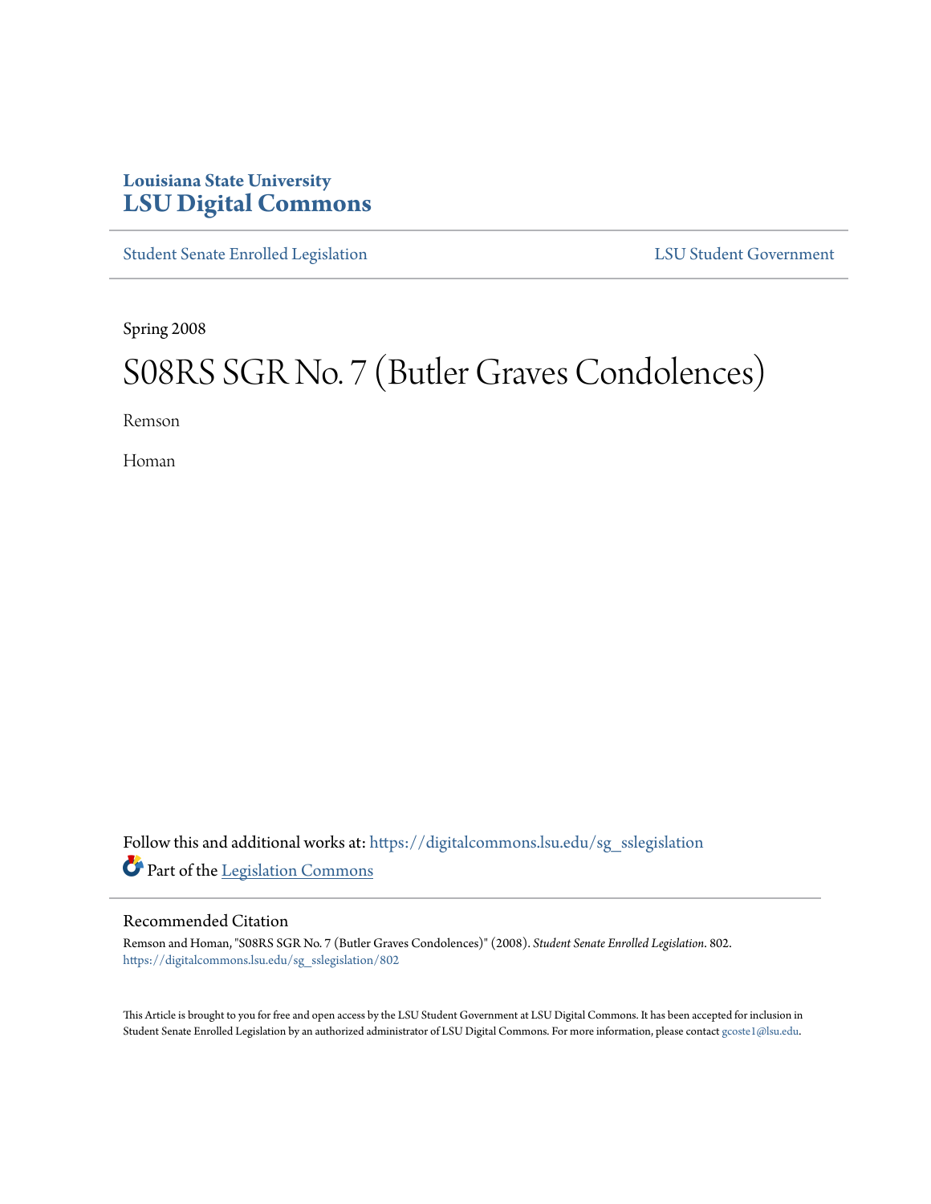Louisiana State University
# LSU Digital Commons

Student Senate Enrolled Legislation | LSU Student Government

Spring 2008

# S08RS SGR No. 7 (Butler Graves Condolences)

Remson

Homan

Follow this and additional works at: https://digitalcommons.lsu.edu/sg_sslegislation

Part of the Legislation Commons

## Recommended Citation

Remson and Homan, "S08RS SGR No. 7 (Butler Graves Condolences)" (2008). *Student Senate Enrolled Legislation*. 802.
https://digitalcommons.lsu.edu/sg_sslegislation/802

This Article is brought to you for free and open access by the LSU Student Government at LSU Digital Commons. It has been accepted for inclusion in Student Senate Enrolled Legislation by an authorized administrator of LSU Digital Commons. For more information, please contact gcoste1@lsu.edu.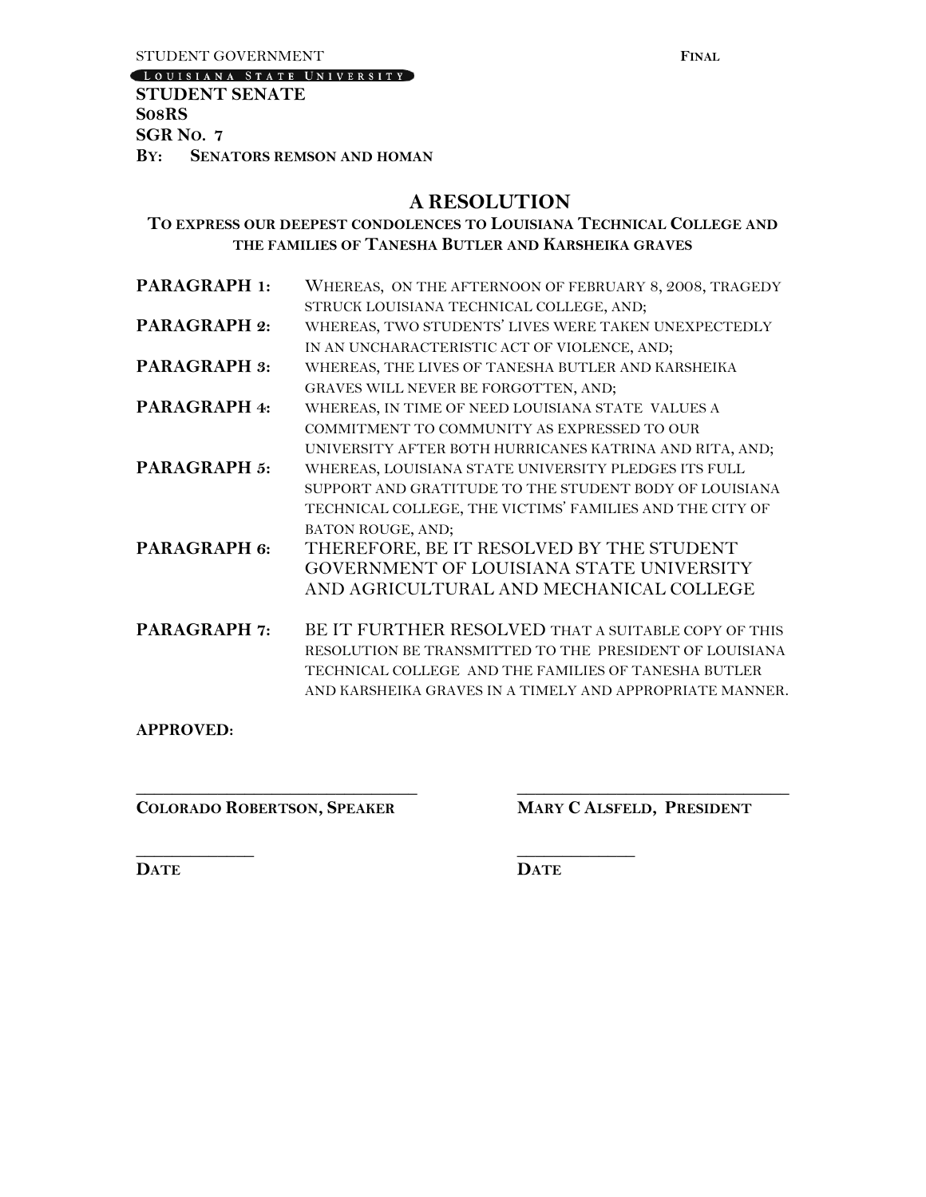STUDENT GOVERNMENT **FINAL**

LOUISIANA STATE UNIVERSITY

**STUDENT SENATE**
**S08RS**
**SGR NO. 7**
**BY: SENATORS REMSON AND HOMAN**

## A RESOLUTION

**TO EXPRESS OUR DEEPEST CONDOLENCES TO LOUISIANA TECHNICAL COLLEGE AND THE FAMILIES OF TANESHA BUTLER AND KARSHEIKA GRAVES**

**PARAGRAPH 1:** WHEREAS, ON THE AFTERNOON OF FEBRUARY 8, 2008, TRAGEDY STRUCK LOUISIANA TECHNICAL COLLEGE, AND;

**PARAGRAPH 2:** WHEREAS, TWO STUDENTS' LIVES WERE TAKEN UNEXPECTEDLY IN AN UNCHARACTERISTIC ACT OF VIOLENCE, AND;

**PARAGRAPH 3:** WHEREAS, THE LIVES OF TANESHA BUTLER AND KARSHEIKA GRAVES WILL NEVER BE FORGOTTEN, AND;

**PARAGRAPH 4:** WHEREAS, IN TIME OF NEED LOUISIANA STATE VALUES A COMMITMENT TO COMMUNITY AS EXPRESSED TO OUR UNIVERSITY AFTER BOTH HURRICANES KATRINA AND RITA, AND;

**PARAGRAPH 5:** WHEREAS, LOUISIANA STATE UNIVERSITY PLEDGES ITS FULL SUPPORT AND GRATITUDE TO THE STUDENT BODY OF LOUISIANA TECHNICAL COLLEGE, THE VICTIMS' FAMILIES AND THE CITY OF BATON ROUGE, AND;

**PARAGRAPH 6:** THEREFORE, BE IT RESOLVED BY THE STUDENT GOVERNMENT OF LOUISIANA STATE UNIVERSITY AND AGRICULTURAL AND MECHANICAL COLLEGE

**PARAGRAPH 7:** BE IT FURTHER RESOLVED THAT A SUITABLE COPY OF THIS RESOLUTION BE TRANSMITTED TO THE PRESIDENT OF LOUISIANA TECHNICAL COLLEGE AND THE FAMILIES OF TANESHA BUTLER AND KARSHEIKA GRAVES IN A TIMELY AND APPROPRIATE MANNER.

**APPROVED:**

\_\_\_\_\_\_\_\_\_\_\_\_\_\_\_\_\_\_\_\_\_\_\_\_\_\_\_\_\_\_\_\_
**COLORADO ROBERTSON, SPEAKER**

\_\_\_\_\_\_\_\_\_\_\_\_\_\_
**DATE**

\_\_\_\_\_\_\_\_\_\_\_\_\_\_\_\_\_\_\_\_\_\_\_\_\_\_\_\_\_\_\_\_
**MARY C ALSFELD, PRESIDENT**

\_\_\_\_\_\_\_\_\_\_\_\_\_\_
**DATE**